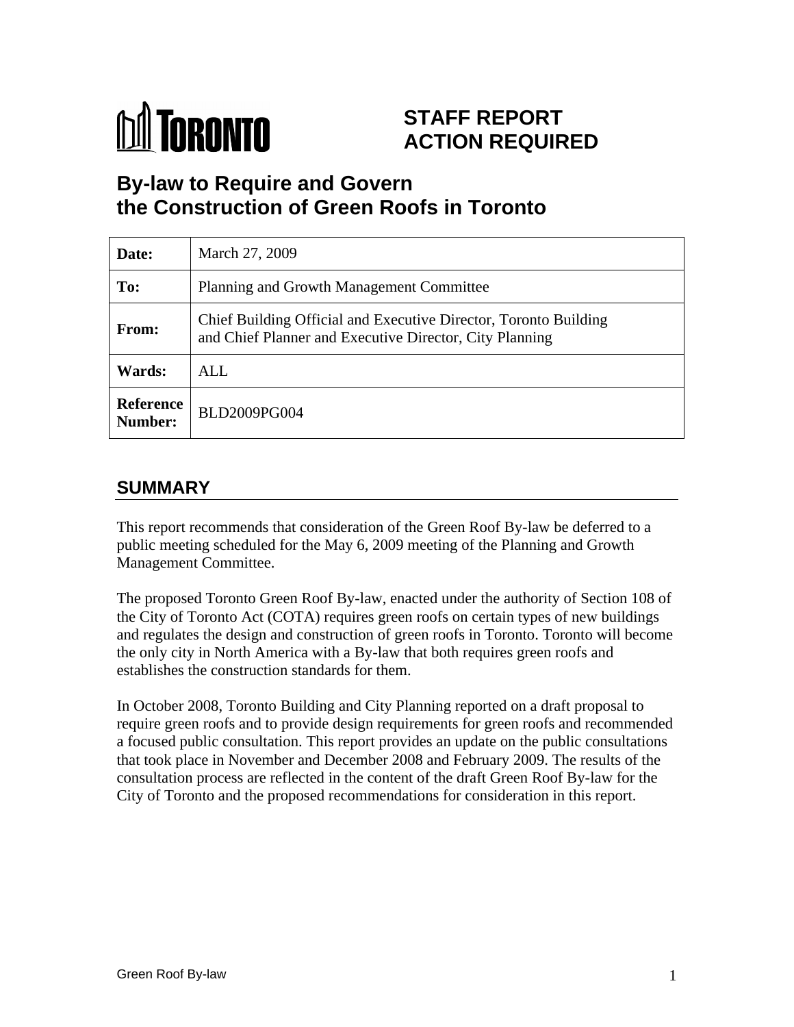TORONTO

# STAFF REPORT ACTION REQUIRED

# By-law to Require and Govern the Construction of Green Roofs in Toronto

| | |
|---|---|
| **Date:** | March 27, 2009 |
| **To:** | Planning and Growth Management Committee |
| **From:** | Chief Building Official and Executive Director, Toronto Building and Chief Planner and Executive Director, City Planning |
| **Wards:** | ALL |
| **Reference Number:** | BLD2009PG004 |

## SUMMARY

This report recommends that consideration of the Green Roof By-law be deferred to a public meeting scheduled for the May 6, 2009 meeting of the Planning and Growth Management Committee.

The proposed Toronto Green Roof By-law, enacted under the authority of Section 108 of the City of Toronto Act (COTA) requires green roofs on certain types of new buildings and regulates the design and construction of green roofs in Toronto. Toronto will become the only city in North America with a By-law that both requires green roofs and establishes the construction standards for them.

In October 2008, Toronto Building and City Planning reported on a draft proposal to require green roofs and to provide design requirements for green roofs and recommended a focused public consultation. This report provides an update on the public consultations that took place in November and December 2008 and February 2009. The results of the consultation process are reflected in the content of the draft Green Roof By-law for the City of Toronto and the proposed recommendations for consideration in this report.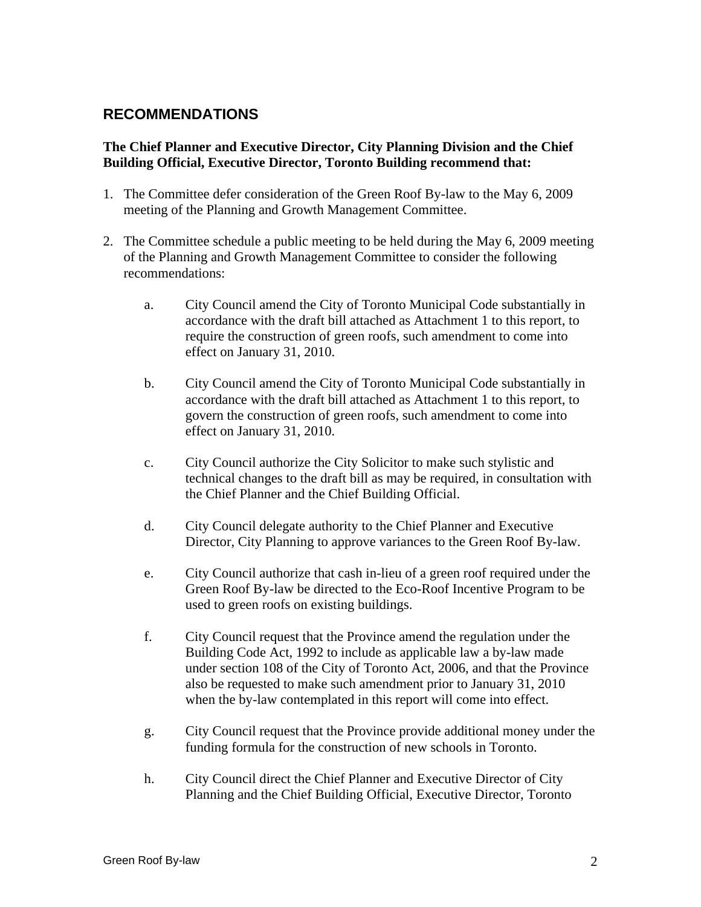## RECOMMENDATIONS

**The Chief Planner and Executive Director, City Planning Division and the Chief Building Official, Executive Director, Toronto Building recommend that:**

1. The Committee defer consideration of the Green Roof By-law to the May 6, 2009 meeting of the Planning and Growth Management Committee.

2. The Committee schedule a public meeting to be held during the May 6, 2009 meeting of the Planning and Growth Management Committee to consider the following recommendations:

    a. City Council amend the City of Toronto Municipal Code substantially in accordance with the draft bill attached as Attachment 1 to this report, to require the construction of green roofs, such amendment to come into effect on January 31, 2010.

    b. City Council amend the City of Toronto Municipal Code substantially in accordance with the draft bill attached as Attachment 1 to this report, to govern the construction of green roofs, such amendment to come into effect on January 31, 2010.

    c. City Council authorize the City Solicitor to make such stylistic and technical changes to the draft bill as may be required, in consultation with the Chief Planner and the Chief Building Official.

    d. City Council delegate authority to the Chief Planner and Executive Director, City Planning to approve variances to the Green Roof By-law.

    e. City Council authorize that cash in-lieu of a green roof required under the Green Roof By-law be directed to the Eco-Roof Incentive Program to be used to green roofs on existing buildings.

    f. City Council request that the Province amend the regulation under the Building Code Act, 1992 to include as applicable law a by-law made under section 108 of the City of Toronto Act, 2006, and that the Province also be requested to make such amendment prior to January 31, 2010 when the by-law contemplated in this report will come into effect.

    g. City Council request that the Province provide additional money under the funding formula for the construction of new schools in Toronto.

    h. City Council direct the Chief Planner and Executive Director of City Planning and the Chief Building Official, Executive Director, Toronto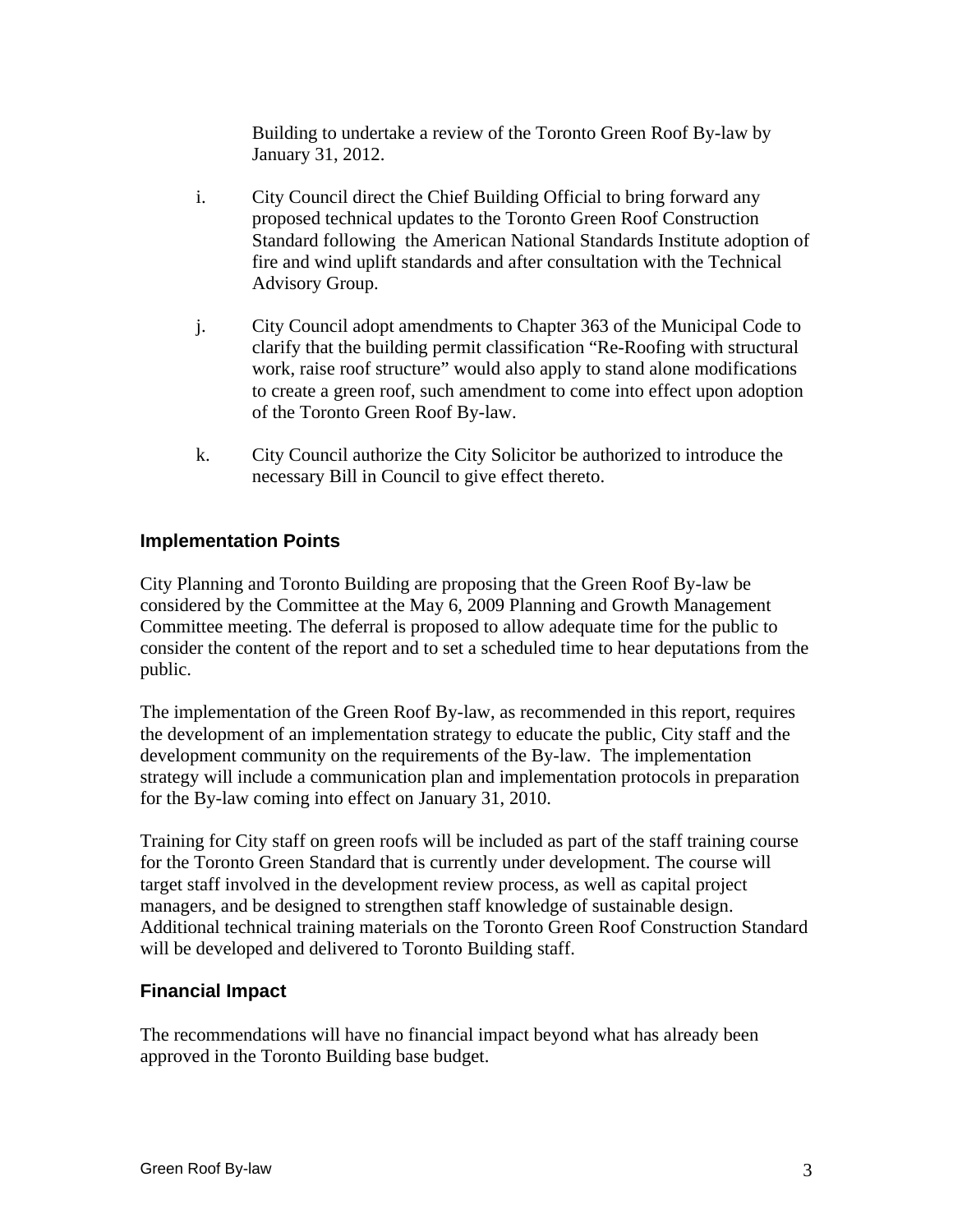Building to undertake a review of the Toronto Green Roof By-law by January 31, 2012.

i. City Council direct the Chief Building Official to bring forward any proposed technical updates to the Toronto Green Roof Construction Standard following the American National Standards Institute adoption of fire and wind uplift standards and after consultation with the Technical Advisory Group.

j. City Council adopt amendments to Chapter 363 of the Municipal Code to clarify that the building permit classification "Re-Roofing with structural work, raise roof structure" would also apply to stand alone modifications to create a green roof, such amendment to come into effect upon adoption of the Toronto Green Roof By-law.

k. City Council authorize the City Solicitor be authorized to introduce the necessary Bill in Council to give effect thereto.

## Implementation Points

City Planning and Toronto Building are proposing that the Green Roof By-law be considered by the Committee at the May 6, 2009 Planning and Growth Management Committee meeting. The deferral is proposed to allow adequate time for the public to consider the content of the report and to set a scheduled time to hear deputations from the public.

The implementation of the Green Roof By-law, as recommended in this report, requires the development of an implementation strategy to educate the public, City staff and the development community on the requirements of the By-law. The implementation strategy will include a communication plan and implementation protocols in preparation for the By-law coming into effect on January 31, 2010.

Training for City staff on green roofs will be included as part of the staff training course for the Toronto Green Standard that is currently under development. The course will target staff involved in the development review process, as well as capital project managers, and be designed to strengthen staff knowledge of sustainable design. Additional technical training materials on the Toronto Green Roof Construction Standard will be developed and delivered to Toronto Building staff.

## Financial Impact

The recommendations will have no financial impact beyond what has already been approved in the Toronto Building base budget.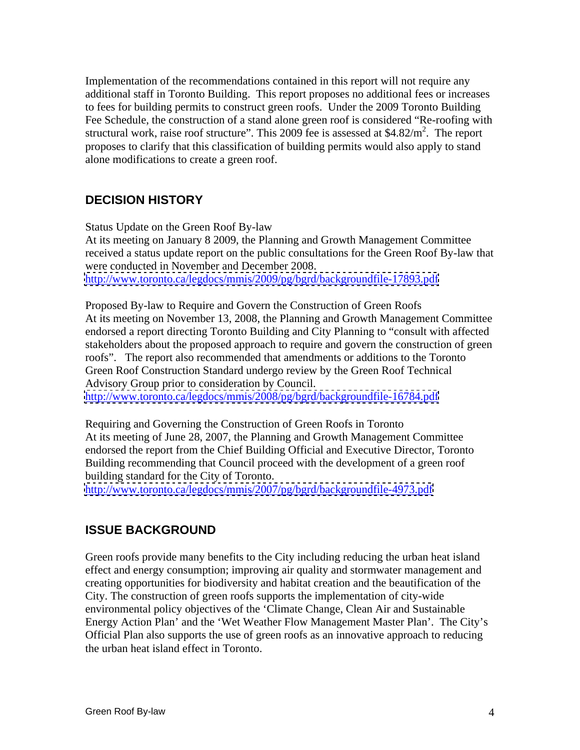Implementation of the recommendations contained in this report will not require any additional staff in Toronto Building. This report proposes no additional fees or increases to fees for building permits to construct green roofs. Under the 2009 Toronto Building Fee Schedule, the construction of a stand alone green roof is considered "Re-roofing with structural work, raise roof structure". This 2009 fee is assessed at $4.82/m^2$. The report proposes to clarify that this classification of building permits would also apply to stand alone modifications to create a green roof.

## DECISION HISTORY

Status Update on the Green Roof By-law
At its meeting on January 8 2009, the Planning and Growth Management Committee received a status update report on the public consultations for the Green Roof By-law that were conducted in November and December 2008.
http://www.toronto.ca/legdocs/mmis/2009/pg/bgrd/backgroundfile-17893.pdf

Proposed By-law to Require and Govern the Construction of Green Roofs
At its meeting on November 13, 2008, the Planning and Growth Management Committee endorsed a report directing Toronto Building and City Planning to "consult with affected stakeholders about the proposed approach to require and govern the construction of green roofs". The report also recommended that amendments or additions to the Toronto Green Roof Construction Standard undergo review by the Green Roof Technical Advisory Group prior to consideration by Council.
http://www.toronto.ca/legdocs/mmis/2008/pg/bgrd/backgroundfile-16784.pdf

Requiring and Governing the Construction of Green Roofs in Toronto
At its meeting of June 28, 2007, the Planning and Growth Management Committee endorsed the report from the Chief Building Official and Executive Director, Toronto Building recommending that Council proceed with the development of a green roof building standard for the City of Toronto.
http://www.toronto.ca/legdocs/mmis/2007/pg/bgrd/backgroundfile-4973.pdf

## ISSUE BACKGROUND

Green roofs provide many benefits to the City including reducing the urban heat island effect and energy consumption; improving air quality and stormwater management and creating opportunities for biodiversity and habitat creation and the beautification of the City. The construction of green roofs supports the implementation of city-wide environmental policy objectives of the 'Climate Change, Clean Air and Sustainable Energy Action Plan' and the 'Wet Weather Flow Management Master Plan'. The City's Official Plan also supports the use of green roofs as an innovative approach to reducing the urban heat island effect in Toronto.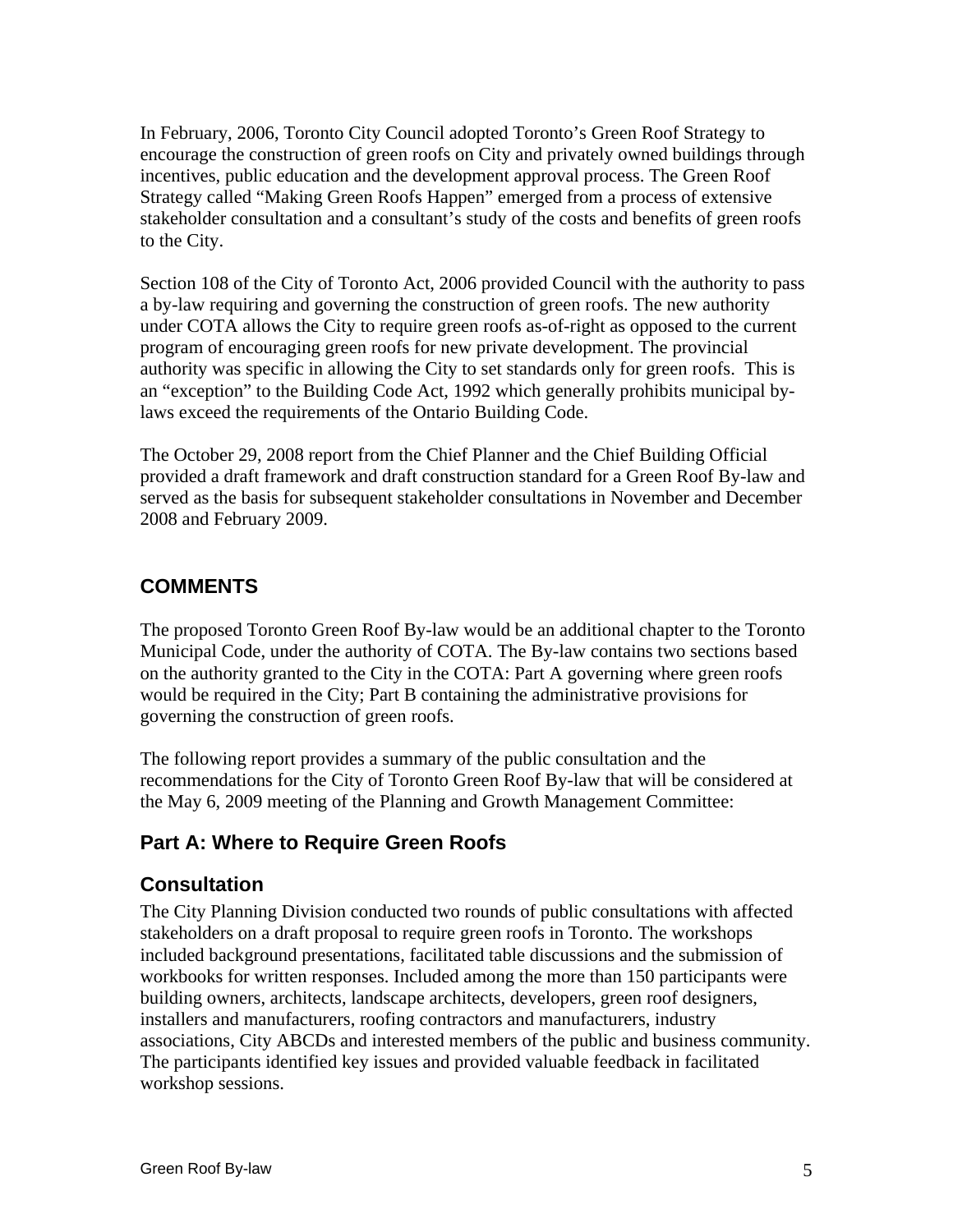In February, 2006, Toronto City Council adopted Toronto's Green Roof Strategy to encourage the construction of green roofs on City and privately owned buildings through incentives, public education and the development approval process. The Green Roof Strategy called "Making Green Roofs Happen" emerged from a process of extensive stakeholder consultation and a consultant's study of the costs and benefits of green roofs to the City.

Section 108 of the City of Toronto Act, 2006 provided Council with the authority to pass a by-law requiring and governing the construction of green roofs. The new authority under COTA allows the City to require green roofs as-of-right as opposed to the current program of encouraging green roofs for new private development. The provincial authority was specific in allowing the City to set standards only for green roofs. This is an "exception" to the Building Code Act, 1992 which generally prohibits municipal by-laws exceed the requirements of the Ontario Building Code.

The October 29, 2008 report from the Chief Planner and the Chief Building Official provided a draft framework and draft construction standard for a Green Roof By-law and served as the basis for subsequent stakeholder consultations in November and December 2008 and February 2009.

## COMMENTS

The proposed Toronto Green Roof By-law would be an additional chapter to the Toronto Municipal Code, under the authority of COTA. The By-law contains two sections based on the authority granted to the City in the COTA: Part A governing where green roofs would be required in the City; Part B containing the administrative provisions for governing the construction of green roofs.

The following report provides a summary of the public consultation and the recommendations for the City of Toronto Green Roof By-law that will be considered at the May 6, 2009 meeting of the Planning and Growth Management Committee:

## Part A: Where to Require Green Roofs

## Consultation

The City Planning Division conducted two rounds of public consultations with affected stakeholders on a draft proposal to require green roofs in Toronto. The workshops included background presentations, facilitated table discussions and the submission of workbooks for written responses. Included among the more than 150 participants were building owners, architects, landscape architects, developers, green roof designers, installers and manufacturers, roofing contractors and manufacturers, industry associations, City ABCDs and interested members of the public and business community. The participants identified key issues and provided valuable feedback in facilitated workshop sessions.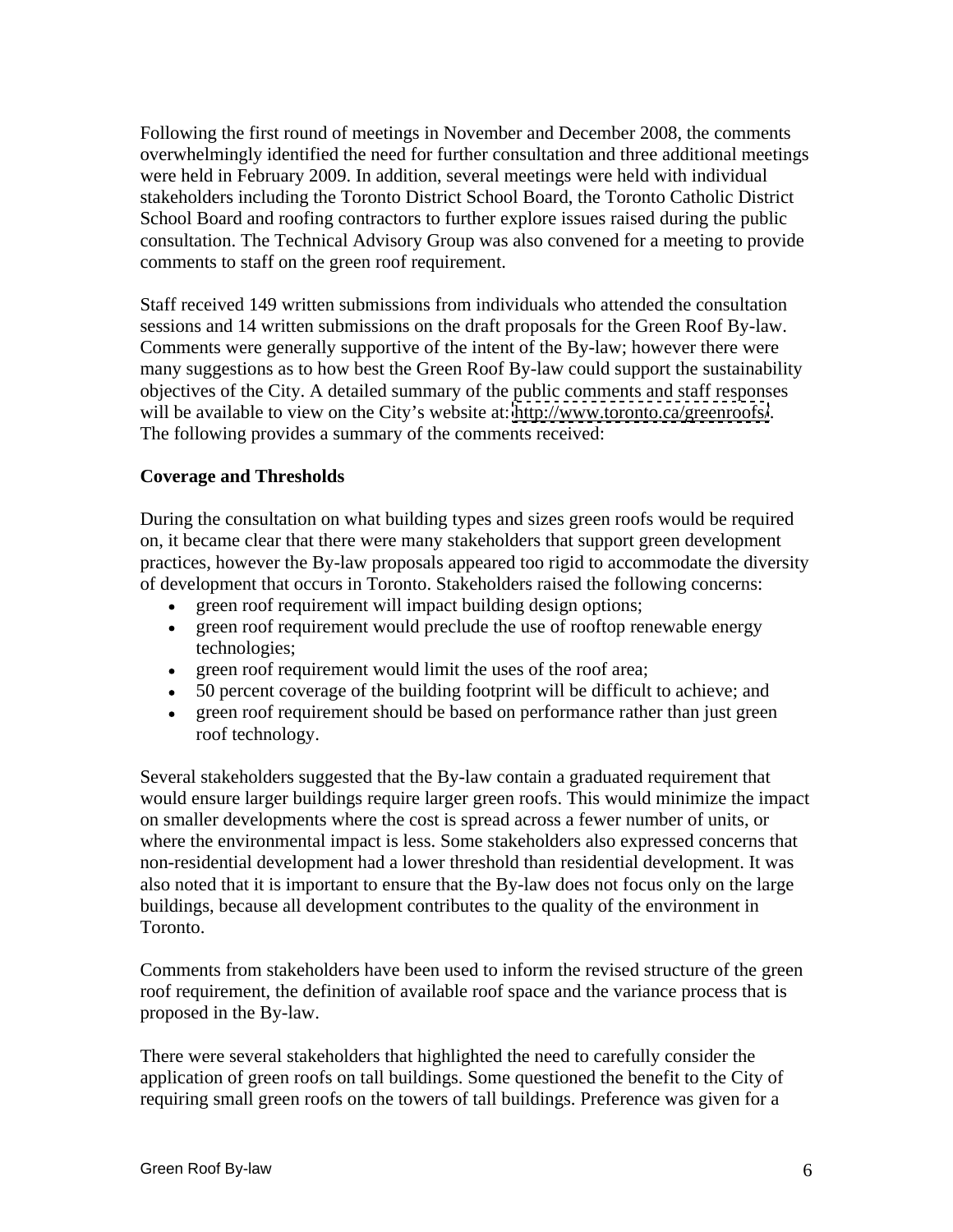Following the first round of meetings in November and December 2008, the comments overwhelmingly identified the need for further consultation and three additional meetings were held in February 2009. In addition, several meetings were held with individual stakeholders including the Toronto District School Board, the Toronto Catholic District School Board and roofing contractors to further explore issues raised during the public consultation. The Technical Advisory Group was also convened for a meeting to provide comments to staff on the green roof requirement.

Staff received 149 written submissions from individuals who attended the consultation sessions and 14 written submissions on the draft proposals for the Green Roof By-law. Comments were generally supportive of the intent of the By-law; however there were many suggestions as to how best the Green Roof By-law could support the sustainability objectives of the City. A detailed summary of the public comments and staff responses will be available to view on the City's website at: http://www.toronto.ca/greenroofs/. The following provides a summary of the comments received:

**Coverage and Thresholds**

During the consultation on what building types and sizes green roofs would be required on, it became clear that there were many stakeholders that support green development practices, however the By-law proposals appeared too rigid to accommodate the diversity of development that occurs in Toronto. Stakeholders raised the following concerns:

- green roof requirement will impact building design options;
- green roof requirement would preclude the use of rooftop renewable energy technologies;
- green roof requirement would limit the uses of the roof area;
- 50 percent coverage of the building footprint will be difficult to achieve; and
- green roof requirement should be based on performance rather than just green roof technology.

Several stakeholders suggested that the By-law contain a graduated requirement that would ensure larger buildings require larger green roofs. This would minimize the impact on smaller developments where the cost is spread across a fewer number of units, or where the environmental impact is less. Some stakeholders also expressed concerns that non-residential development had a lower threshold than residential development. It was also noted that it is important to ensure that the By-law does not focus only on the large buildings, because all development contributes to the quality of the environment in Toronto.

Comments from stakeholders have been used to inform the revised structure of the green roof requirement, the definition of available roof space and the variance process that is proposed in the By-law.

There were several stakeholders that highlighted the need to carefully consider the application of green roofs on tall buildings. Some questioned the benefit to the City of requiring small green roofs on the towers of tall buildings. Preference was given for a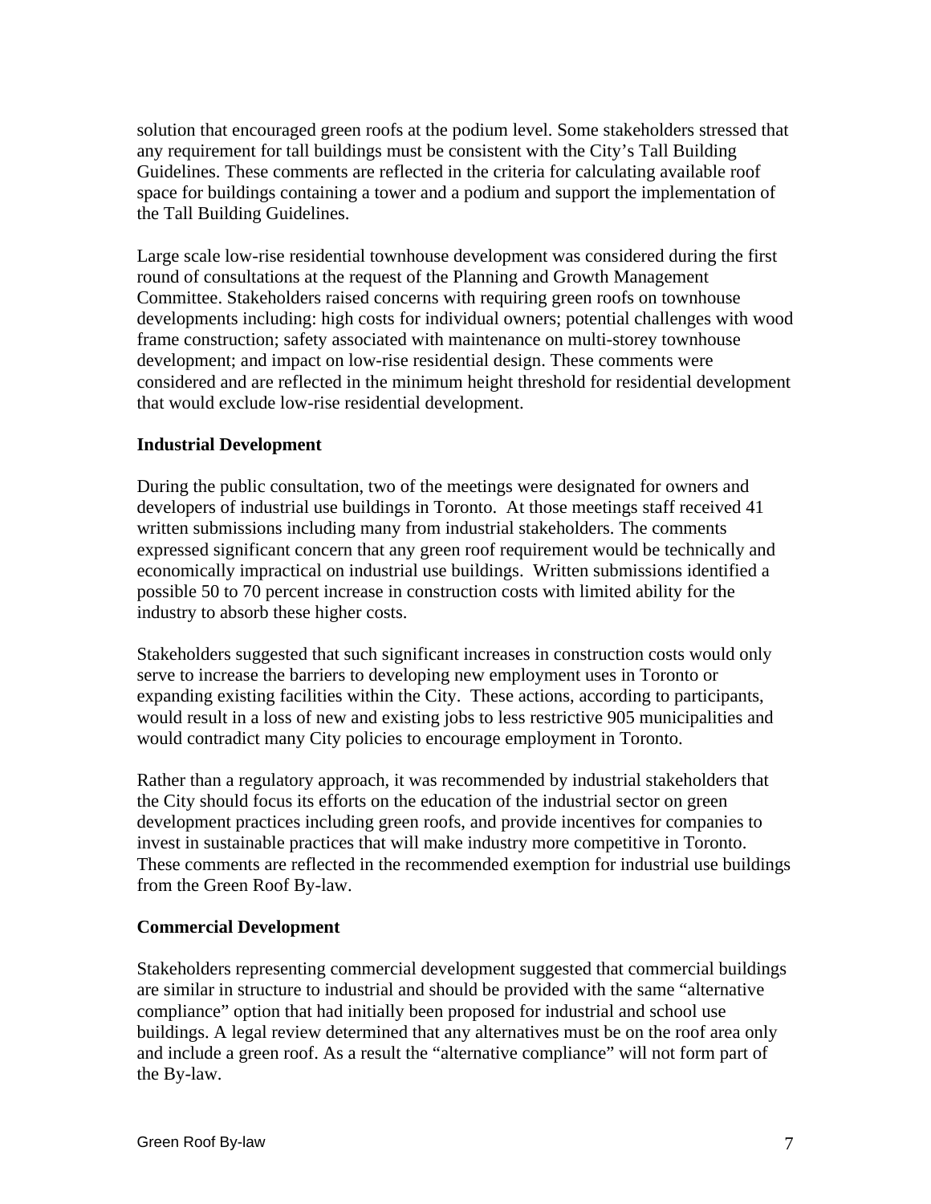solution that encouraged green roofs at the podium level. Some stakeholders stressed that any requirement for tall buildings must be consistent with the City's Tall Building Guidelines. These comments are reflected in the criteria for calculating available roof space for buildings containing a tower and a podium and support the implementation of the Tall Building Guidelines.

Large scale low-rise residential townhouse development was considered during the first round of consultations at the request of the Planning and Growth Management Committee. Stakeholders raised concerns with requiring green roofs on townhouse developments including: high costs for individual owners; potential challenges with wood frame construction; safety associated with maintenance on multi-storey townhouse development; and impact on low-rise residential design. These comments were considered and are reflected in the minimum height threshold for residential development that would exclude low-rise residential development.

**Industrial Development**

During the public consultation, two of the meetings were designated for owners and developers of industrial use buildings in Toronto. At those meetings staff received 41 written submissions including many from industrial stakeholders. The comments expressed significant concern that any green roof requirement would be technically and economically impractical on industrial use buildings. Written submissions identified a possible 50 to 70 percent increase in construction costs with limited ability for the industry to absorb these higher costs.

Stakeholders suggested that such significant increases in construction costs would only serve to increase the barriers to developing new employment uses in Toronto or expanding existing facilities within the City. These actions, according to participants, would result in a loss of new and existing jobs to less restrictive 905 municipalities and would contradict many City policies to encourage employment in Toronto.

Rather than a regulatory approach, it was recommended by industrial stakeholders that the City should focus its efforts on the education of the industrial sector on green development practices including green roofs, and provide incentives for companies to invest in sustainable practices that will make industry more competitive in Toronto. These comments are reflected in the recommended exemption for industrial use buildings from the Green Roof By-law.

**Commercial Development**

Stakeholders representing commercial development suggested that commercial buildings are similar in structure to industrial and should be provided with the same "alternative compliance" option that had initially been proposed for industrial and school use buildings. A legal review determined that any alternatives must be on the roof area only and include a green roof. As a result the "alternative compliance" will not form part of the By-law.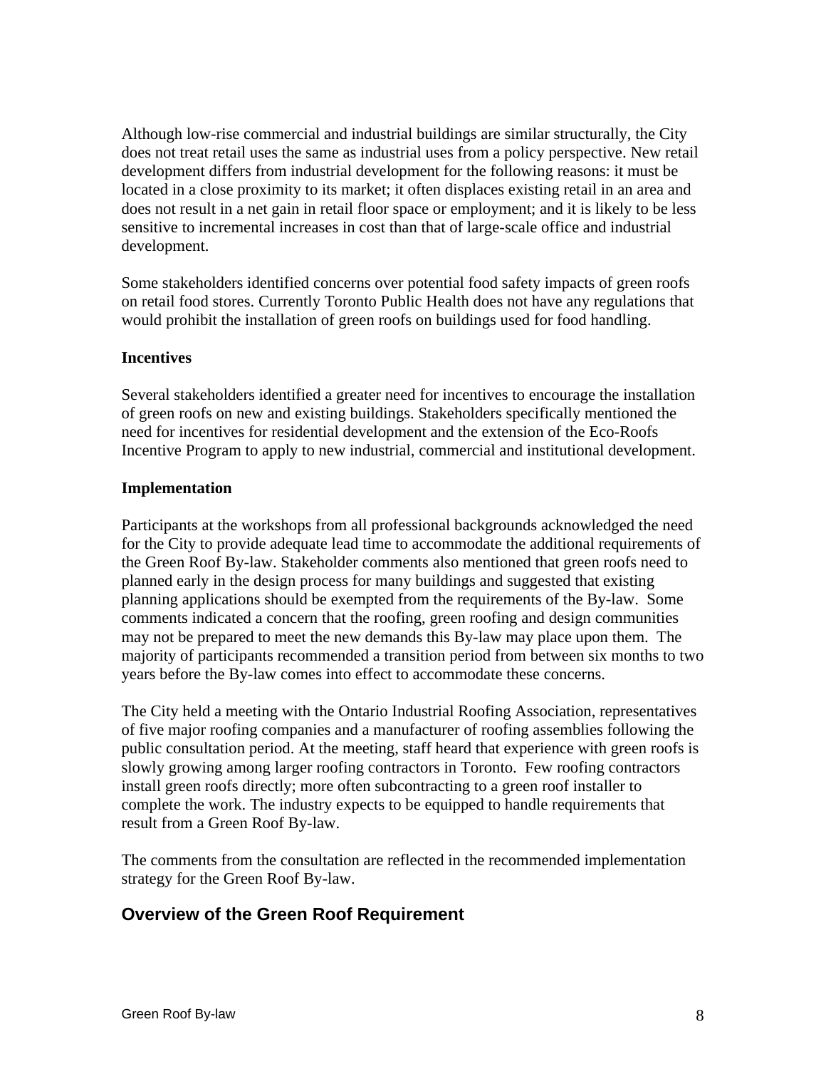Although low-rise commercial and industrial buildings are similar structurally, the City does not treat retail uses the same as industrial uses from a policy perspective. New retail development differs from industrial development for the following reasons: it must be located in a close proximity to its market; it often displaces existing retail in an area and does not result in a net gain in retail floor space or employment; and it is likely to be less sensitive to incremental increases in cost than that of large-scale office and industrial development.

Some stakeholders identified concerns over potential food safety impacts of green roofs on retail food stores. Currently Toronto Public Health does not have any regulations that would prohibit the installation of green roofs on buildings used for food handling.

**Incentives**

Several stakeholders identified a greater need for incentives to encourage the installation of green roofs on new and existing buildings. Stakeholders specifically mentioned the need for incentives for residential development and the extension of the Eco-Roofs Incentive Program to apply to new industrial, commercial and institutional development.

**Implementation**

Participants at the workshops from all professional backgrounds acknowledged the need for the City to provide adequate lead time to accommodate the additional requirements of the Green Roof By-law. Stakeholder comments also mentioned that green roofs need to planned early in the design process for many buildings and suggested that existing planning applications should be exempted from the requirements of the By-law. Some comments indicated a concern that the roofing, green roofing and design communities may not be prepared to meet the new demands this By-law may place upon them. The majority of participants recommended a transition period from between six months to two years before the By-law comes into effect to accommodate these concerns.

The City held a meeting with the Ontario Industrial Roofing Association, representatives of five major roofing companies and a manufacturer of roofing assemblies following the public consultation period. At the meeting, staff heard that experience with green roofs is slowly growing among larger roofing contractors in Toronto. Few roofing contractors install green roofs directly; more often subcontracting to a green roof installer to complete the work. The industry expects to be equipped to handle requirements that result from a Green Roof By-law.

The comments from the consultation are reflected in the recommended implementation strategy for the Green Roof By-law.

## Overview of the Green Roof Requirement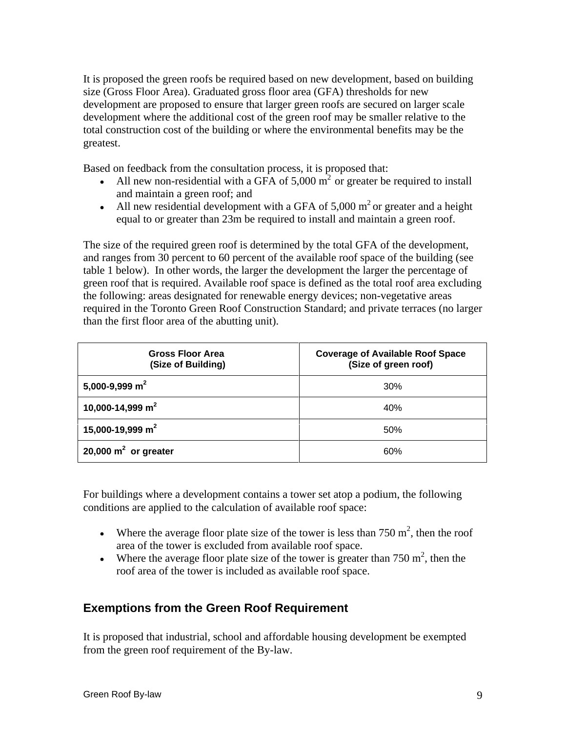It is proposed the green roofs be required based on new development, based on building size (Gross Floor Area). Graduated gross floor area (GFA) thresholds for new development are proposed to ensure that larger green roofs are secured on larger scale development where the additional cost of the green roof may be smaller relative to the total construction cost of the building or where the environmental benefits may be the greatest.

Based on feedback from the consultation process, it is proposed that:

- All new non-residential with a GFA of 5,000 $m^2$ or greater be required to install and maintain a green roof; and
- All new residential development with a GFA of 5,000 $m^2$ or greater and a height equal to or greater than 23m be required to install and maintain a green roof.

The size of the required green roof is determined by the total GFA of the development, and ranges from 30 percent to 60 percent of the available roof space of the building (see table 1 below). In other words, the larger the development the larger the percentage of green roof that is required. Available roof space is defined as the total roof area excluding the following: areas designated for renewable energy devices; non-vegetative areas required in the Toronto Green Roof Construction Standard; and private terraces (no larger than the first floor area of the abutting unit).

| Gross Floor Area (Size of Building) | Coverage of Available Roof Space (Size of green roof) |
|---|---|
| **5,000-9,999 $m^2$** | 30% |
| **10,000-14,999 $m^2$** | 40% |
| **15,000-19,999 $m^2$** | 50% |
| **20,000 $m^2$ or greater** | 60% |

For buildings where a development contains a tower set atop a podium, the following conditions are applied to the calculation of available roof space:

- Where the average floor plate size of the tower is less than 750 $m^2$, then the roof area of the tower is excluded from available roof space.
- Where the average floor plate size of the tower is greater than 750 $m^2$, then the roof area of the tower is included as available roof space.

## Exemptions from the Green Roof Requirement

It is proposed that industrial, school and affordable housing development be exempted from the green roof requirement of the By-law.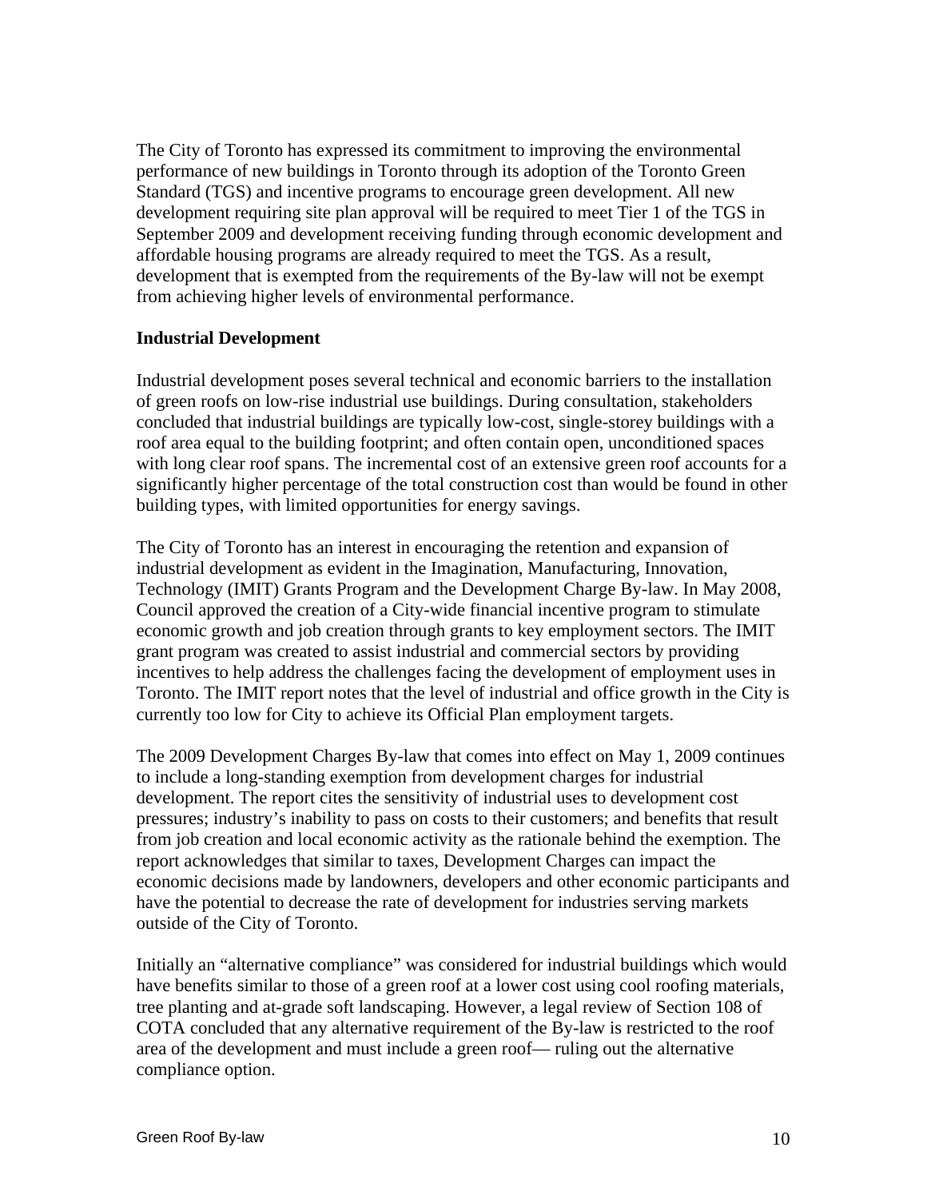The City of Toronto has expressed its commitment to improving the environmental performance of new buildings in Toronto through its adoption of the Toronto Green Standard (TGS) and incentive programs to encourage green development. All new development requiring site plan approval will be required to meet Tier 1 of the TGS in September 2009 and development receiving funding through economic development and affordable housing programs are already required to meet the TGS. As a result, development that is exempted from the requirements of the By-law will not be exempt from achieving higher levels of environmental performance.

**Industrial Development**

Industrial development poses several technical and economic barriers to the installation of green roofs on low-rise industrial use buildings. During consultation, stakeholders concluded that industrial buildings are typically low-cost, single-storey buildings with a roof area equal to the building footprint; and often contain open, unconditioned spaces with long clear roof spans. The incremental cost of an extensive green roof accounts for a significantly higher percentage of the total construction cost than would be found in other building types, with limited opportunities for energy savings.

The City of Toronto has an interest in encouraging the retention and expansion of industrial development as evident in the Imagination, Manufacturing, Innovation, Technology (IMIT) Grants Program and the Development Charge By-law. In May 2008, Council approved the creation of a City-wide financial incentive program to stimulate economic growth and job creation through grants to key employment sectors. The IMIT grant program was created to assist industrial and commercial sectors by providing incentives to help address the challenges facing the development of employment uses in Toronto. The IMIT report notes that the level of industrial and office growth in the City is currently too low for City to achieve its Official Plan employment targets.

The 2009 Development Charges By-law that comes into effect on May 1, 2009 continues to include a long-standing exemption from development charges for industrial development. The report cites the sensitivity of industrial uses to development cost pressures; industry's inability to pass on costs to their customers; and benefits that result from job creation and local economic activity as the rationale behind the exemption. The report acknowledges that similar to taxes, Development Charges can impact the economic decisions made by landowners, developers and other economic participants and have the potential to decrease the rate of development for industries serving markets outside of the City of Toronto.

Initially an "alternative compliance" was considered for industrial buildings which would have benefits similar to those of a green roof at a lower cost using cool roofing materials, tree planting and at-grade soft landscaping. However, a legal review of Section 108 of COTA concluded that any alternative requirement of the By-law is restricted to the roof area of the development and must include a green roof— ruling out the alternative compliance option.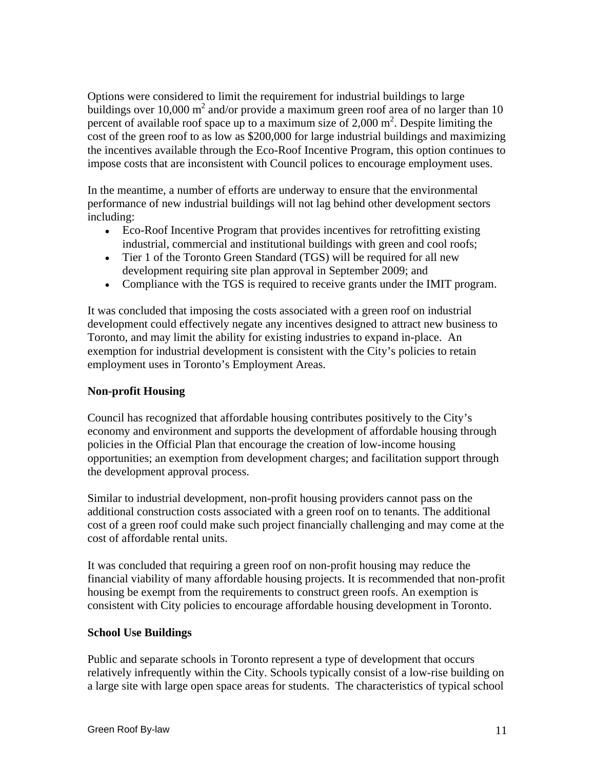Options were considered to limit the requirement for industrial buildings to large buildings over 10,000 $m^2$ and/or provide a maximum green roof area of no larger than 10 percent of available roof space up to a maximum size of 2,000 $m^2$. Despite limiting the cost of the green roof to as low as $200,000 for large industrial buildings and maximizing the incentives available through the Eco-Roof Incentive Program, this option continues to impose costs that are inconsistent with Council polices to encourage employment uses.

In the meantime, a number of efforts are underway to ensure that the environmental performance of new industrial buildings will not lag behind other development sectors including:

- Eco-Roof Incentive Program that provides incentives for retrofitting existing industrial, commercial and institutional buildings with green and cool roofs;
- Tier 1 of the Toronto Green Standard (TGS) will be required for all new development requiring site plan approval in September 2009; and
- Compliance with the TGS is required to receive grants under the IMIT program.

It was concluded that imposing the costs associated with a green roof on industrial development could effectively negate any incentives designed to attract new business to Toronto, and may limit the ability for existing industries to expand in-place. An exemption for industrial development is consistent with the City's policies to retain employment uses in Toronto's Employment Areas.

**Non-profit Housing**

Council has recognized that affordable housing contributes positively to the City's economy and environment and supports the development of affordable housing through policies in the Official Plan that encourage the creation of low-income housing opportunities; an exemption from development charges; and facilitation support through the development approval process.

Similar to industrial development, non-profit housing providers cannot pass on the additional construction costs associated with a green roof on to tenants. The additional cost of a green roof could make such project financially challenging and may come at the cost of affordable rental units.

It was concluded that requiring a green roof on non-profit housing may reduce the financial viability of many affordable housing projects. It is recommended that non-profit housing be exempt from the requirements to construct green roofs. An exemption is consistent with City policies to encourage affordable housing development in Toronto.

**School Use Buildings**

Public and separate schools in Toronto represent a type of development that occurs relatively infrequently within the City. Schools typically consist of a low-rise building on a large site with large open space areas for students. The characteristics of typical school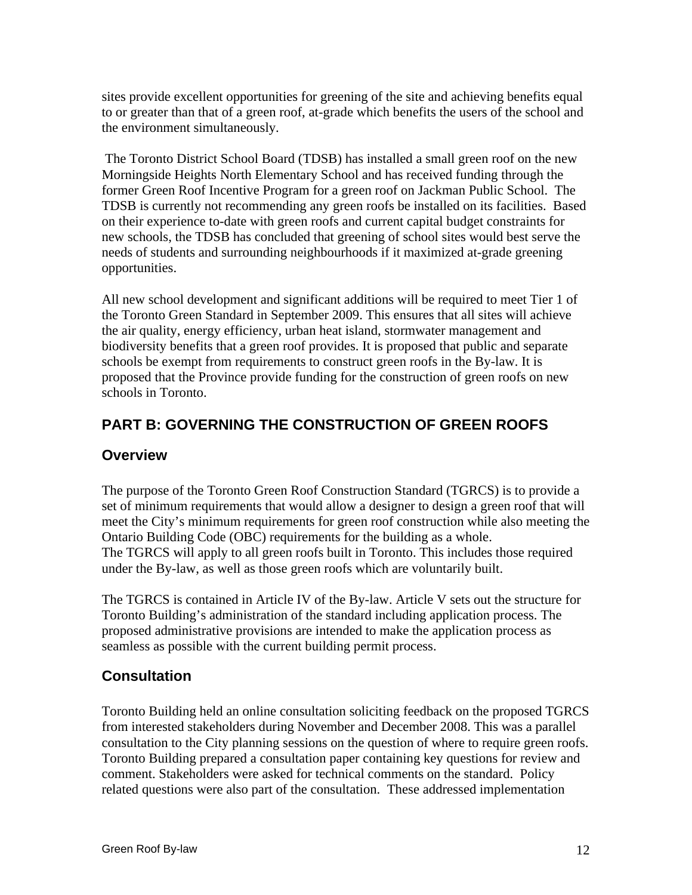sites provide excellent opportunities for greening of the site and achieving benefits equal to or greater than that of a green roof, at-grade which benefits the users of the school and the environment simultaneously.

The Toronto District School Board (TDSB) has installed a small green roof on the new Morningside Heights North Elementary School and has received funding through the former Green Roof Incentive Program for a green roof on Jackman Public School. The TDSB is currently not recommending any green roofs be installed on its facilities. Based on their experience to-date with green roofs and current capital budget constraints for new schools, the TDSB has concluded that greening of school sites would best serve the needs of students and surrounding neighbourhoods if it maximized at-grade greening opportunities.

All new school development and significant additions will be required to meet Tier 1 of the Toronto Green Standard in September 2009. This ensures that all sites will achieve the air quality, energy efficiency, urban heat island, stormwater management and biodiversity benefits that a green roof provides. It is proposed that public and separate schools be exempt from requirements to construct green roofs in the By-law. It is proposed that the Province provide funding for the construction of green roofs on new schools in Toronto.

## PART B: GOVERNING THE CONSTRUCTION OF GREEN ROOFS

### Overview

The purpose of the Toronto Green Roof Construction Standard (TGRCS) is to provide a set of minimum requirements that would allow a designer to design a green roof that will meet the City's minimum requirements for green roof construction while also meeting the Ontario Building Code (OBC) requirements for the building as a whole.
The TGRCS will apply to all green roofs built in Toronto. This includes those required under the By-law, as well as those green roofs which are voluntarily built.

The TGRCS is contained in Article IV of the By-law. Article V sets out the structure for Toronto Building's administration of the standard including application process. The proposed administrative provisions are intended to make the application process as seamless as possible with the current building permit process.

### Consultation

Toronto Building held an online consultation soliciting feedback on the proposed TGRCS from interested stakeholders during November and December 2008. This was a parallel consultation to the City planning sessions on the question of where to require green roofs. Toronto Building prepared a consultation paper containing key questions for review and comment. Stakeholders were asked for technical comments on the standard. Policy related questions were also part of the consultation. These addressed implementation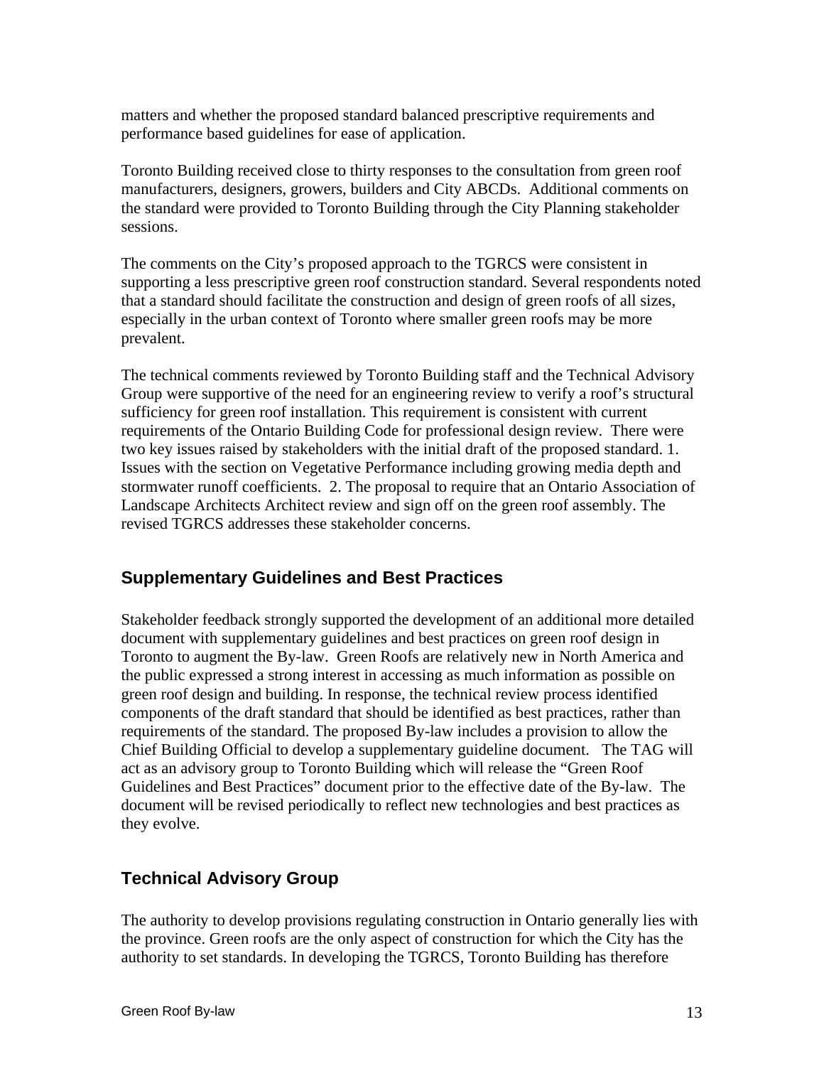matters and whether the proposed standard balanced prescriptive requirements and performance based guidelines for ease of application.

Toronto Building received close to thirty responses to the consultation from green roof manufacturers, designers, growers, builders and City ABCDs. Additional comments on the standard were provided to Toronto Building through the City Planning stakeholder sessions.

The comments on the City's proposed approach to the TGRCS were consistent in supporting a less prescriptive green roof construction standard. Several respondents noted that a standard should facilitate the construction and design of green roofs of all sizes, especially in the urban context of Toronto where smaller green roofs may be more prevalent.

The technical comments reviewed by Toronto Building staff and the Technical Advisory Group were supportive of the need for an engineering review to verify a roof's structural sufficiency for green roof installation. This requirement is consistent with current requirements of the Ontario Building Code for professional design review. There were two key issues raised by stakeholders with the initial draft of the proposed standard. 1. Issues with the section on Vegetative Performance including growing media depth and stormwater runoff coefficients. 2. The proposal to require that an Ontario Association of Landscape Architects Architect review and sign off on the green roof assembly. The revised TGRCS addresses these stakeholder concerns.

## Supplementary Guidelines and Best Practices

Stakeholder feedback strongly supported the development of an additional more detailed document with supplementary guidelines and best practices on green roof design in Toronto to augment the By-law. Green Roofs are relatively new in North America and the public expressed a strong interest in accessing as much information as possible on green roof design and building. In response, the technical review process identified components of the draft standard that should be identified as best practices, rather than requirements of the standard. The proposed By-law includes a provision to allow the Chief Building Official to develop a supplementary guideline document. The TAG will act as an advisory group to Toronto Building which will release the "Green Roof Guidelines and Best Practices" document prior to the effective date of the By-law. The document will be revised periodically to reflect new technologies and best practices as they evolve.

## Technical Advisory Group

The authority to develop provisions regulating construction in Ontario generally lies with the province. Green roofs are the only aspect of construction for which the City has the authority to set standards. In developing the TGRCS, Toronto Building has therefore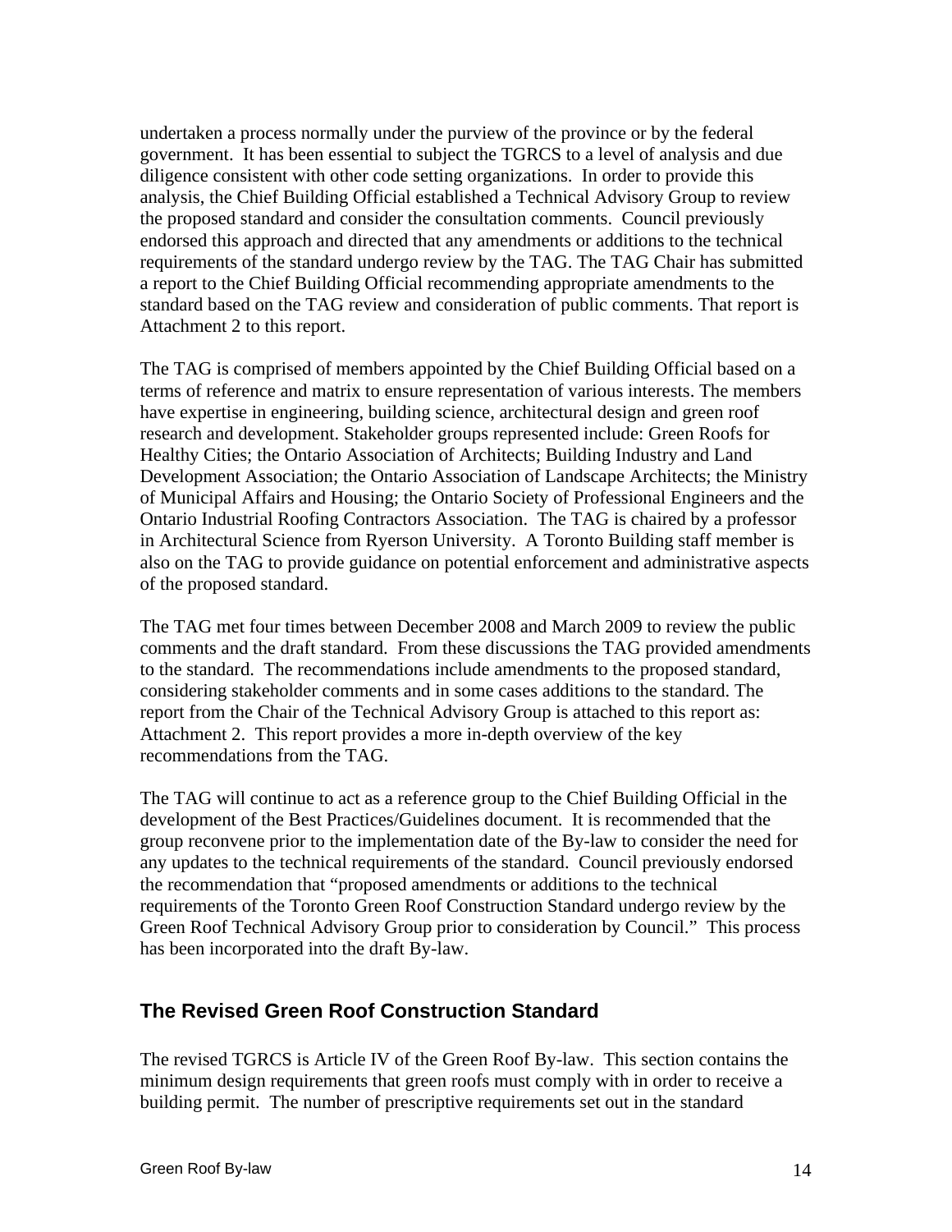undertaken a process normally under the purview of the province or by the federal government. It has been essential to subject the TGRCS to a level of analysis and due diligence consistent with other code setting organizations. In order to provide this analysis, the Chief Building Official established a Technical Advisory Group to review the proposed standard and consider the consultation comments. Council previously endorsed this approach and directed that any amendments or additions to the technical requirements of the standard undergo review by the TAG. The TAG Chair has submitted a report to the Chief Building Official recommending appropriate amendments to the standard based on the TAG review and consideration of public comments. That report is Attachment 2 to this report.

The TAG is comprised of members appointed by the Chief Building Official based on a terms of reference and matrix to ensure representation of various interests. The members have expertise in engineering, building science, architectural design and green roof research and development. Stakeholder groups represented include: Green Roofs for Healthy Cities; the Ontario Association of Architects; Building Industry and Land Development Association; the Ontario Association of Landscape Architects; the Ministry of Municipal Affairs and Housing; the Ontario Society of Professional Engineers and the Ontario Industrial Roofing Contractors Association. The TAG is chaired by a professor in Architectural Science from Ryerson University. A Toronto Building staff member is also on the TAG to provide guidance on potential enforcement and administrative aspects of the proposed standard.

The TAG met four times between December 2008 and March 2009 to review the public comments and the draft standard. From these discussions the TAG provided amendments to the standard. The recommendations include amendments to the proposed standard, considering stakeholder comments and in some cases additions to the standard. The report from the Chair of the Technical Advisory Group is attached to this report as: Attachment 2. This report provides a more in-depth overview of the key recommendations from the TAG.

The TAG will continue to act as a reference group to the Chief Building Official in the development of the Best Practices/Guidelines document. It is recommended that the group reconvene prior to the implementation date of the By-law to consider the need for any updates to the technical requirements of the standard. Council previously endorsed the recommendation that "proposed amendments or additions to the technical requirements of the Toronto Green Roof Construction Standard undergo review by the Green Roof Technical Advisory Group prior to consideration by Council." This process has been incorporated into the draft By-law.

## The Revised Green Roof Construction Standard

The revised TGRCS is Article IV of the Green Roof By-law. This section contains the minimum design requirements that green roofs must comply with in order to receive a building permit. The number of prescriptive requirements set out in the standard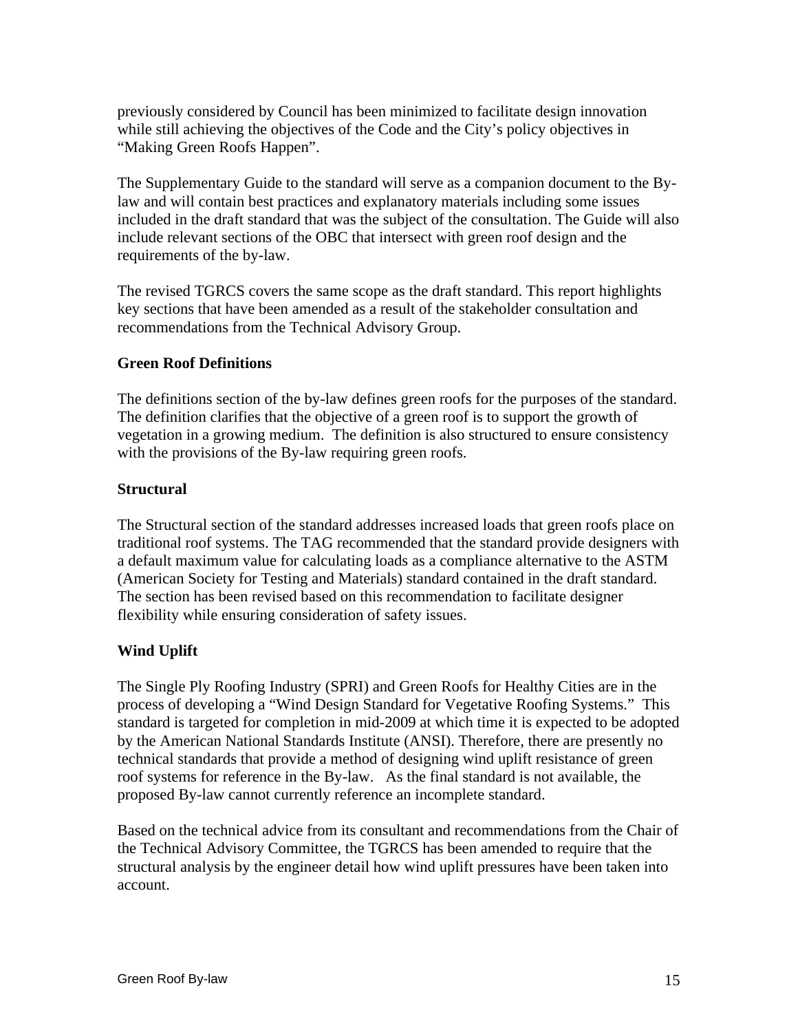previously considered by Council has been minimized to facilitate design innovation while still achieving the objectives of the Code and the City's policy objectives in "Making Green Roofs Happen".

The Supplementary Guide to the standard will serve as a companion document to the By-law and will contain best practices and explanatory materials including some issues included in the draft standard that was the subject of the consultation. The Guide will also include relevant sections of the OBC that intersect with green roof design and the requirements of the by-law.

The revised TGRCS covers the same scope as the draft standard. This report highlights key sections that have been amended as a result of the stakeholder consultation and recommendations from the Technical Advisory Group.

**Green Roof Definitions**

The definitions section of the by-law defines green roofs for the purposes of the standard. The definition clarifies that the objective of a green roof is to support the growth of vegetation in a growing medium. The definition is also structured to ensure consistency with the provisions of the By-law requiring green roofs.

**Structural**

The Structural section of the standard addresses increased loads that green roofs place on traditional roof systems. The TAG recommended that the standard provide designers with a default maximum value for calculating loads as a compliance alternative to the ASTM (American Society for Testing and Materials) standard contained in the draft standard. The section has been revised based on this recommendation to facilitate designer flexibility while ensuring consideration of safety issues.

**Wind Uplift**

The Single Ply Roofing Industry (SPRI) and Green Roofs for Healthy Cities are in the process of developing a "Wind Design Standard for Vegetative Roofing Systems." This standard is targeted for completion in mid-2009 at which time it is expected to be adopted by the American National Standards Institute (ANSI). Therefore, there are presently no technical standards that provide a method of designing wind uplift resistance of green roof systems for reference in the By-law. As the final standard is not available, the proposed By-law cannot currently reference an incomplete standard.

Based on the technical advice from its consultant and recommendations from the Chair of the Technical Advisory Committee, the TGRCS has been amended to require that the structural analysis by the engineer detail how wind uplift pressures have been taken into account.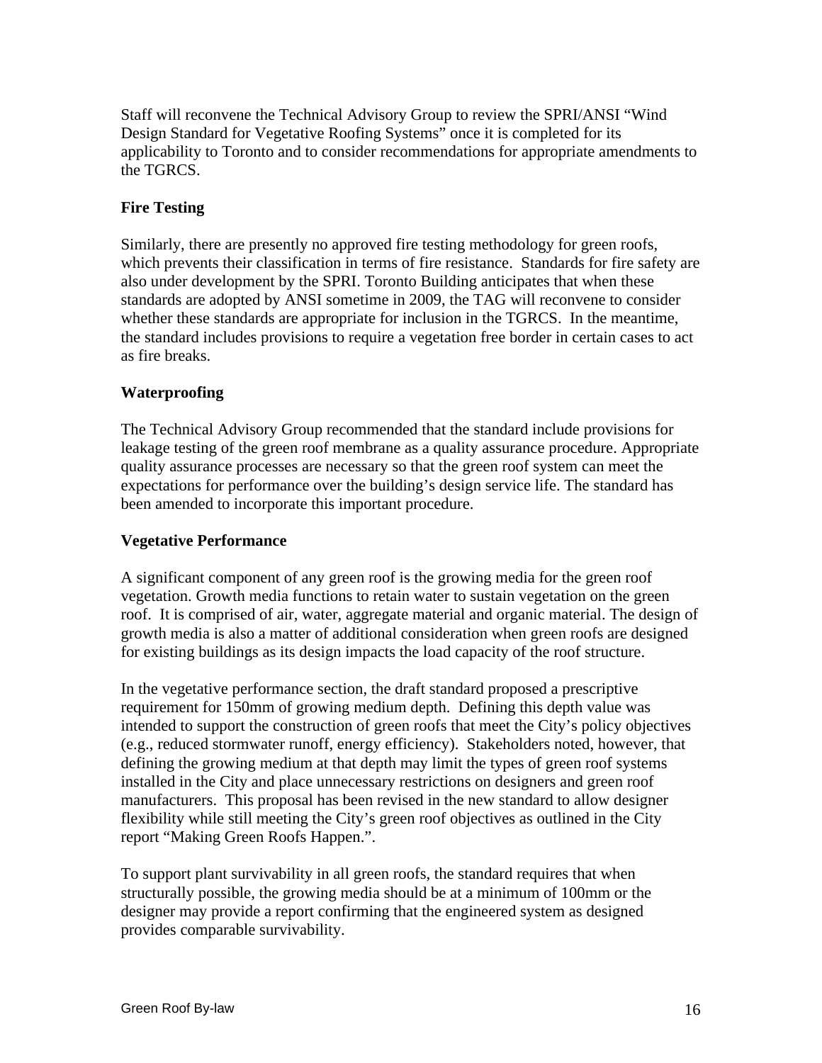Staff will reconvene the Technical Advisory Group to review the SPRI/ANSI "Wind Design Standard for Vegetative Roofing Systems" once it is completed for its applicability to Toronto and to consider recommendations for appropriate amendments to the TGRCS.

**Fire Testing**

Similarly, there are presently no approved fire testing methodology for green roofs, which prevents their classification in terms of fire resistance. Standards for fire safety are also under development by the SPRI. Toronto Building anticipates that when these standards are adopted by ANSI sometime in 2009, the TAG will reconvene to consider whether these standards are appropriate for inclusion in the TGRCS. In the meantime, the standard includes provisions to require a vegetation free border in certain cases to act as fire breaks.

**Waterproofing**

The Technical Advisory Group recommended that the standard include provisions for leakage testing of the green roof membrane as a quality assurance procedure. Appropriate quality assurance processes are necessary so that the green roof system can meet the expectations for performance over the building's design service life. The standard has been amended to incorporate this important procedure.

**Vegetative Performance**

A significant component of any green roof is the growing media for the green roof vegetation. Growth media functions to retain water to sustain vegetation on the green roof. It is comprised of air, water, aggregate material and organic material. The design of growth media is also a matter of additional consideration when green roofs are designed for existing buildings as its design impacts the load capacity of the roof structure.

In the vegetative performance section, the draft standard proposed a prescriptive requirement for 150mm of growing medium depth. Defining this depth value was intended to support the construction of green roofs that meet the City's policy objectives (e.g., reduced stormwater runoff, energy efficiency). Stakeholders noted, however, that defining the growing medium at that depth may limit the types of green roof systems installed in the City and place unnecessary restrictions on designers and green roof manufacturers. This proposal has been revised in the new standard to allow designer flexibility while still meeting the City's green roof objectives as outlined in the City report "Making Green Roofs Happen.".

To support plant survivability in all green roofs, the standard requires that when structurally possible, the growing media should be at a minimum of 100mm or the designer may provide a report confirming that the engineered system as designed provides comparable survivability.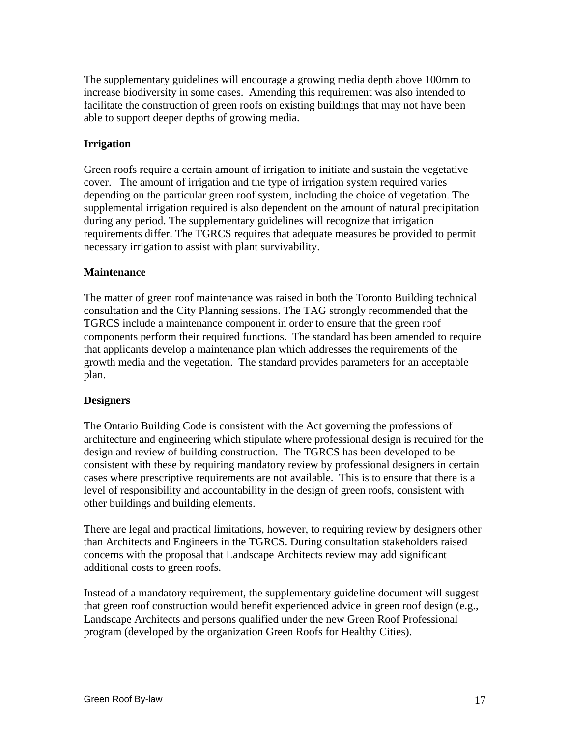The supplementary guidelines will encourage a growing media depth above 100mm to increase biodiversity in some cases. Amending this requirement was also intended to facilitate the construction of green roofs on existing buildings that may not have been able to support deeper depths of growing media.

**Irrigation**

Green roofs require a certain amount of irrigation to initiate and sustain the vegetative cover. The amount of irrigation and the type of irrigation system required varies depending on the particular green roof system, including the choice of vegetation. The supplemental irrigation required is also dependent on the amount of natural precipitation during any period. The supplementary guidelines will recognize that irrigation requirements differ. The TGRCS requires that adequate measures be provided to permit necessary irrigation to assist with plant survivability.

**Maintenance**

The matter of green roof maintenance was raised in both the Toronto Building technical consultation and the City Planning sessions. The TAG strongly recommended that the TGRCS include a maintenance component in order to ensure that the green roof components perform their required functions. The standard has been amended to require that applicants develop a maintenance plan which addresses the requirements of the growth media and the vegetation. The standard provides parameters for an acceptable plan.

**Designers**

The Ontario Building Code is consistent with the Act governing the professions of architecture and engineering which stipulate where professional design is required for the design and review of building construction. The TGRCS has been developed to be consistent with these by requiring mandatory review by professional designers in certain cases where prescriptive requirements are not available. This is to ensure that there is a level of responsibility and accountability in the design of green roofs, consistent with other buildings and building elements.

There are legal and practical limitations, however, to requiring review by designers other than Architects and Engineers in the TGRCS. During consultation stakeholders raised concerns with the proposal that Landscape Architects review may add significant additional costs to green roofs.

Instead of a mandatory requirement, the supplementary guideline document will suggest that green roof construction would benefit experienced advice in green roof design (e.g., Landscape Architects and persons qualified under the new Green Roof Professional program (developed by the organization Green Roofs for Healthy Cities).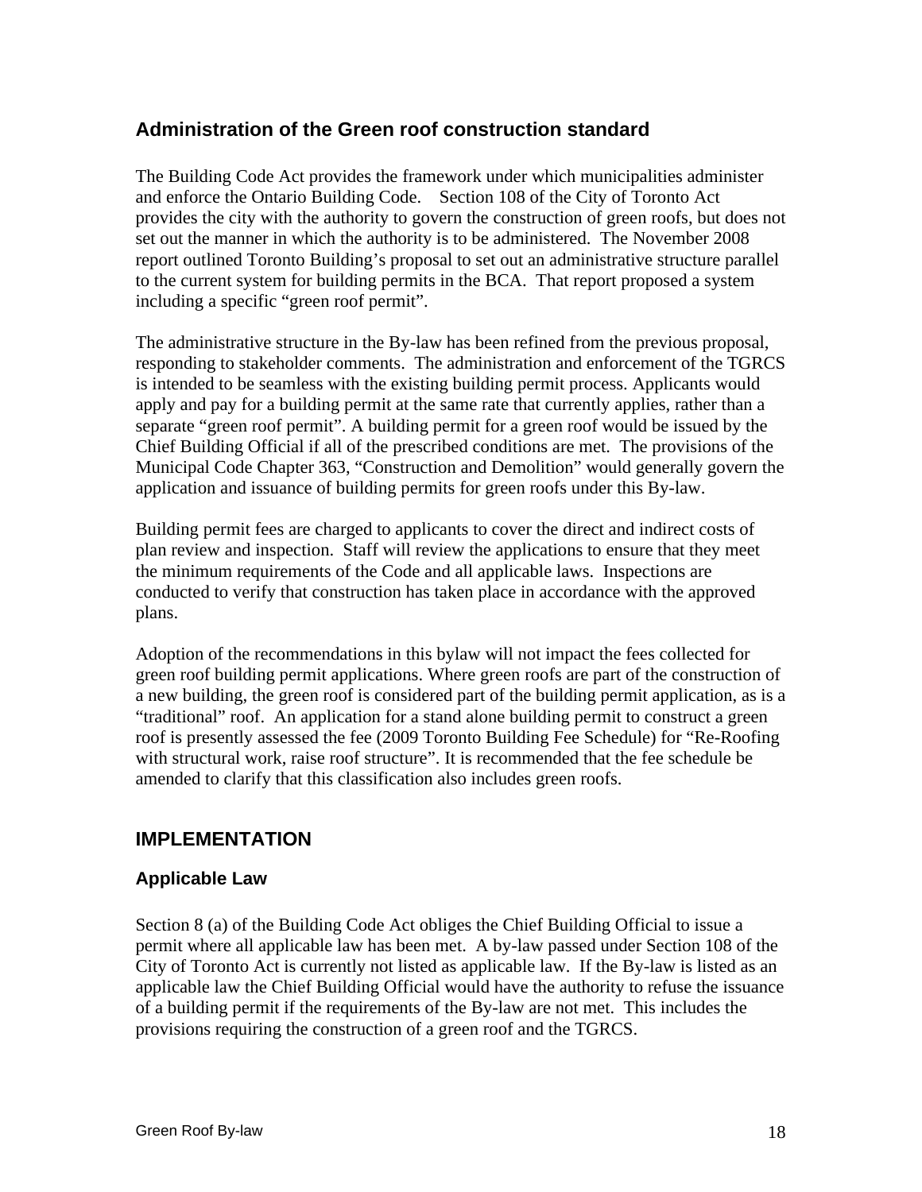## Administration of the Green roof construction standard

The Building Code Act provides the framework under which municipalities administer and enforce the Ontario Building Code. Section 108 of the City of Toronto Act provides the city with the authority to govern the construction of green roofs, but does not set out the manner in which the authority is to be administered. The November 2008 report outlined Toronto Building's proposal to set out an administrative structure parallel to the current system for building permits in the BCA. That report proposed a system including a specific "green roof permit".

The administrative structure in the By-law has been refined from the previous proposal, responding to stakeholder comments. The administration and enforcement of the TGRCS is intended to be seamless with the existing building permit process. Applicants would apply and pay for a building permit at the same rate that currently applies, rather than a separate "green roof permit". A building permit for a green roof would be issued by the Chief Building Official if all of the prescribed conditions are met. The provisions of the Municipal Code Chapter 363, "Construction and Demolition" would generally govern the application and issuance of building permits for green roofs under this By-law.

Building permit fees are charged to applicants to cover the direct and indirect costs of plan review and inspection. Staff will review the applications to ensure that they meet the minimum requirements of the Code and all applicable laws. Inspections are conducted to verify that construction has taken place in accordance with the approved plans.

Adoption of the recommendations in this bylaw will not impact the fees collected for green roof building permit applications. Where green roofs are part of the construction of a new building, the green roof is considered part of the building permit application, as is a "traditional" roof. An application for a stand alone building permit to construct a green roof is presently assessed the fee (2009 Toronto Building Fee Schedule) for "Re-Roofing with structural work, raise roof structure". It is recommended that the fee schedule be amended to clarify that this classification also includes green roofs.

## IMPLEMENTATION

### Applicable Law

Section 8 (a) of the Building Code Act obliges the Chief Building Official to issue a permit where all applicable law has been met. A by-law passed under Section 108 of the City of Toronto Act is currently not listed as applicable law. If the By-law is listed as an applicable law the Chief Building Official would have the authority to refuse the issuance of a building permit if the requirements of the By-law are not met. This includes the provisions requiring the construction of a green roof and the TGRCS.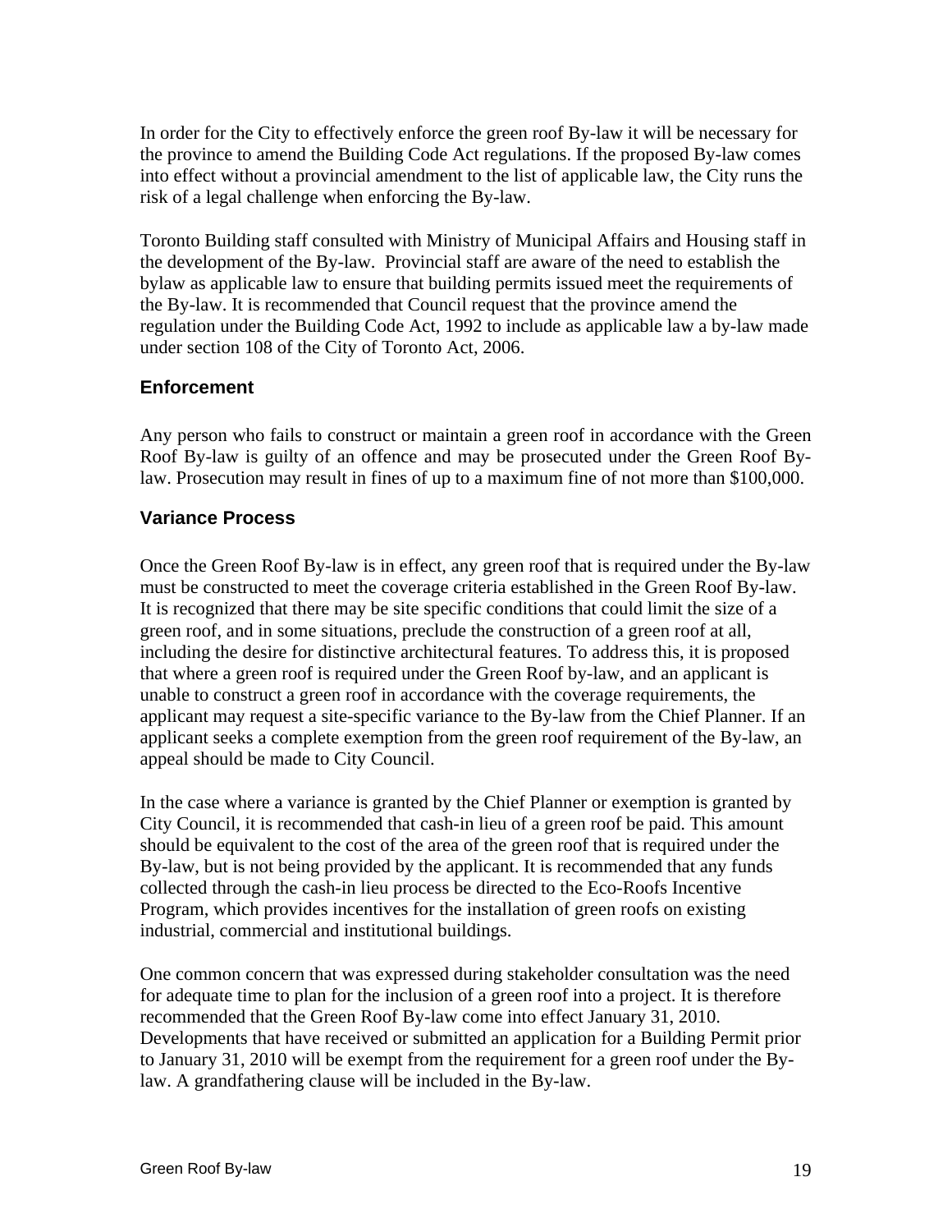In order for the City to effectively enforce the green roof By-law it will be necessary for the province to amend the Building Code Act regulations. If the proposed By-law comes into effect without a provincial amendment to the list of applicable law, the City runs the risk of a legal challenge when enforcing the By-law.

Toronto Building staff consulted with Ministry of Municipal Affairs and Housing staff in the development of the By-law. Provincial staff are aware of the need to establish the bylaw as applicable law to ensure that building permits issued meet the requirements of the By-law. It is recommended that Council request that the province amend the regulation under the Building Code Act, 1992 to include as applicable law a by-law made under section 108 of the City of Toronto Act, 2006.

### Enforcement

Any person who fails to construct or maintain a green roof in accordance with the Green Roof By-law is guilty of an offence and may be prosecuted under the Green Roof By-law. Prosecution may result in fines of up to a maximum fine of not more than $100,000.

### Variance Process

Once the Green Roof By-law is in effect, any green roof that is required under the By-law must be constructed to meet the coverage criteria established in the Green Roof By-law. It is recognized that there may be site specific conditions that could limit the size of a green roof, and in some situations, preclude the construction of a green roof at all, including the desire for distinctive architectural features. To address this, it is proposed that where a green roof is required under the Green Roof by-law, and an applicant is unable to construct a green roof in accordance with the coverage requirements, the applicant may request a site-specific variance to the By-law from the Chief Planner. If an applicant seeks a complete exemption from the green roof requirement of the By-law, an appeal should be made to City Council.

In the case where a variance is granted by the Chief Planner or exemption is granted by City Council, it is recommended that cash-in lieu of a green roof be paid. This amount should be equivalent to the cost of the area of the green roof that is required under the By-law, but is not being provided by the applicant. It is recommended that any funds collected through the cash-in lieu process be directed to the Eco-Roofs Incentive Program, which provides incentives for the installation of green roofs on existing industrial, commercial and institutional buildings.

One common concern that was expressed during stakeholder consultation was the need for adequate time to plan for the inclusion of a green roof into a project. It is therefore recommended that the Green Roof By-law come into effect January 31, 2010. Developments that have received or submitted an application for a Building Permit prior to January 31, 2010 will be exempt from the requirement for a green roof under the By-law. A grandfathering clause will be included in the By-law.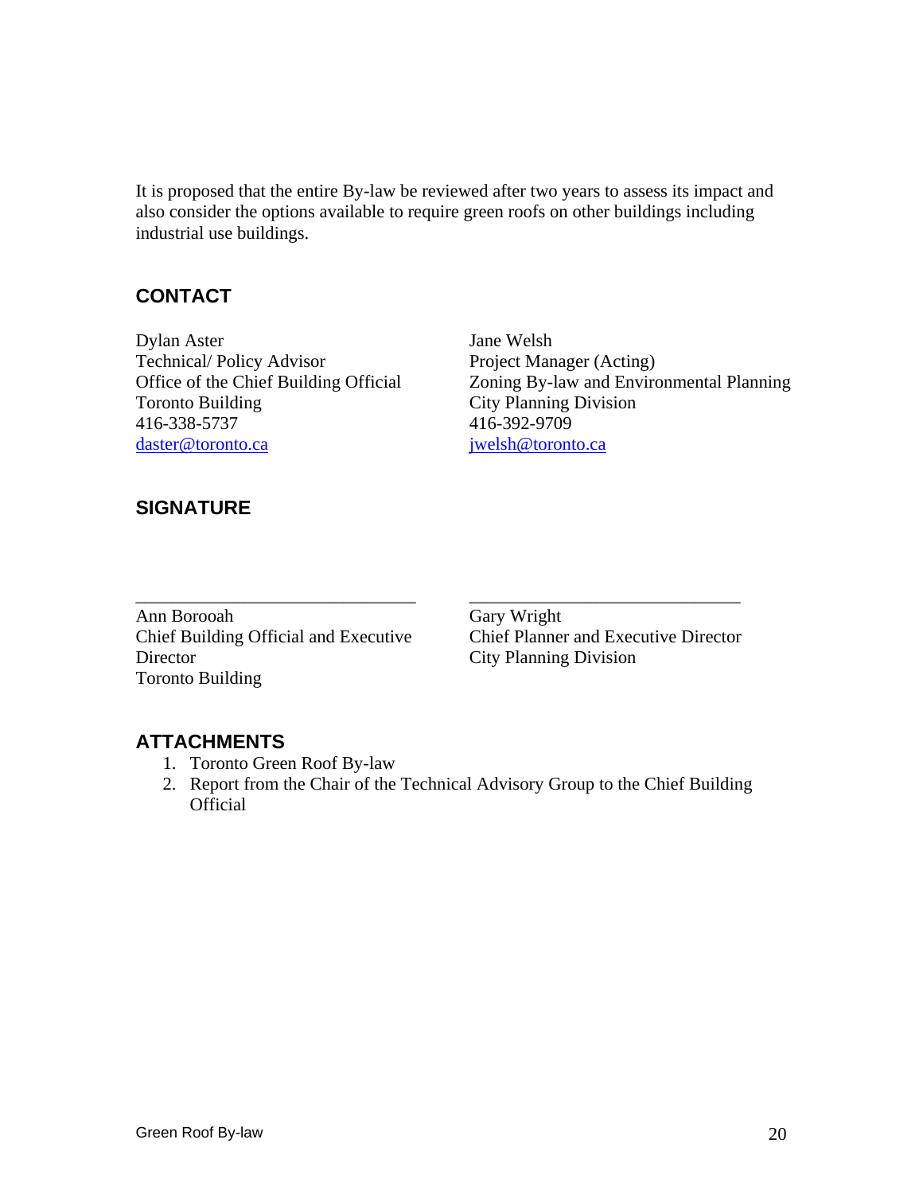It is proposed that the entire By-law be reviewed after two years to assess its impact and also consider the options available to require green roofs on other buildings including industrial use buildings.

## CONTACT

Dylan Aster
Technical/ Policy Advisor
Office of the Chief Building Official
Toronto Building
416-338-5737
daster@toronto.ca

Jane Welsh
Project Manager (Acting)
Zoning By-law and Environmental Planning
City Planning Division
416-392-9709
jwelsh@toronto.ca

## SIGNATURE

_______________________________
Ann Borooah
Chief Building Official and Executive Director
Toronto Building

_______________________________
Gary Wright
Chief Planner and Executive Director
City Planning Division

## ATTACHMENTS

1. Toronto Green Roof By-law
2. Report from the Chair of the Technical Advisory Group to the Chief Building Official